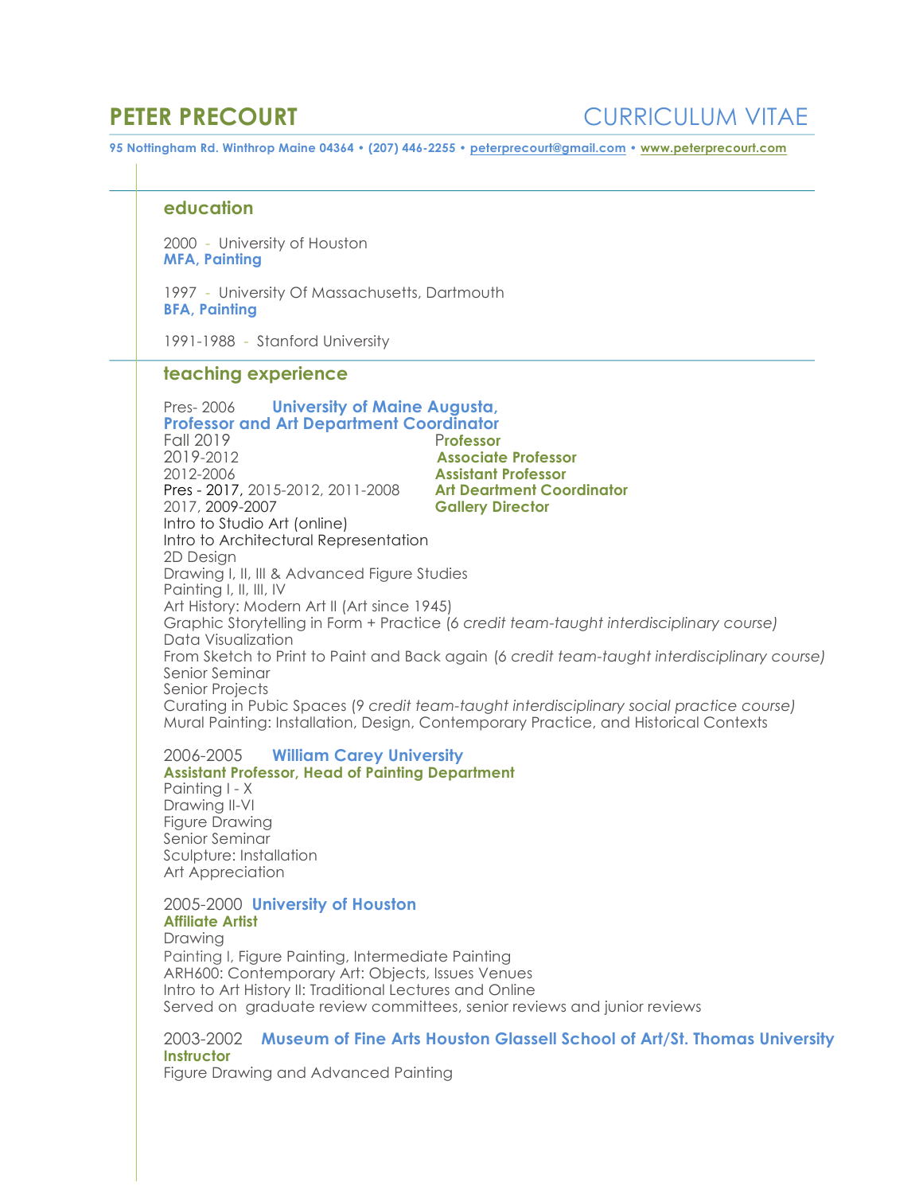# PETER PRECOURT

CURRICULUM VITAE

**95 Nottingham Rd. Winthrop Maine 04364 • (207) 446-2255 • peterprecourt@gmail.com • www.peterprecourt.com**

## education

2000 - University of Houston
**MFA, Painting**

1997 - University Of Massachusetts, Dartmouth
**BFA, Painting**

1991-1988 - Stanford University

## teaching experience

Pres- 2006 **University of Maine Augusta, Professor and Art Department Coordinator**

Fall 2019 **Professor**
2019-2012 **Associate Professor**
2012-2006 **Assistant Professor**
Pres - 2017, 2015-2012, 2011-2008 **Art Deartment Coordinator**
2017, 2009-2007 **Gallery Director**

Intro to Studio Art (online)
Intro to Architectural Representation
2D Design
Drawing I, II, III & Advanced Figure Studies
Painting I, II, III, IV
Art History: Modern Art II (Art since 1945)
Graphic Storytelling in Form + Practice (*6 credit team-taught interdisciplinary course)*
Data Visualization
From Sketch to Print to Paint and Back again (*6 credit team-taught interdisciplinary course)*
Senior Seminar
Senior Projects
Curating in Pubic Spaces (*9 credit team-taught interdisciplinary social practice course)*
Mural Painting: Installation, Design, Contemporary Practice, and Historical Contexts

2006-2005 **William Carey University**
**Assistant Professor, Head of Painting Department**
Painting I - X
Drawing II-VI
Figure Drawing
Senior Seminar
Sculpture: Installation
Art Appreciation

2005-2000 **University of Houston**
**Affiliate Artist**
Drawing
Painting I, Figure Painting, Intermediate Painting
ARH600: Contemporary Art: Objects, Issues Venues
Intro to Art History II: Traditional Lectures and Online
Served on graduate review committees, senior reviews and junior reviews

2003-2002 **Museum of Fine Arts Houston Glassell School of Art/St. Thomas University**
**Instructor**
Figure Drawing and Advanced Painting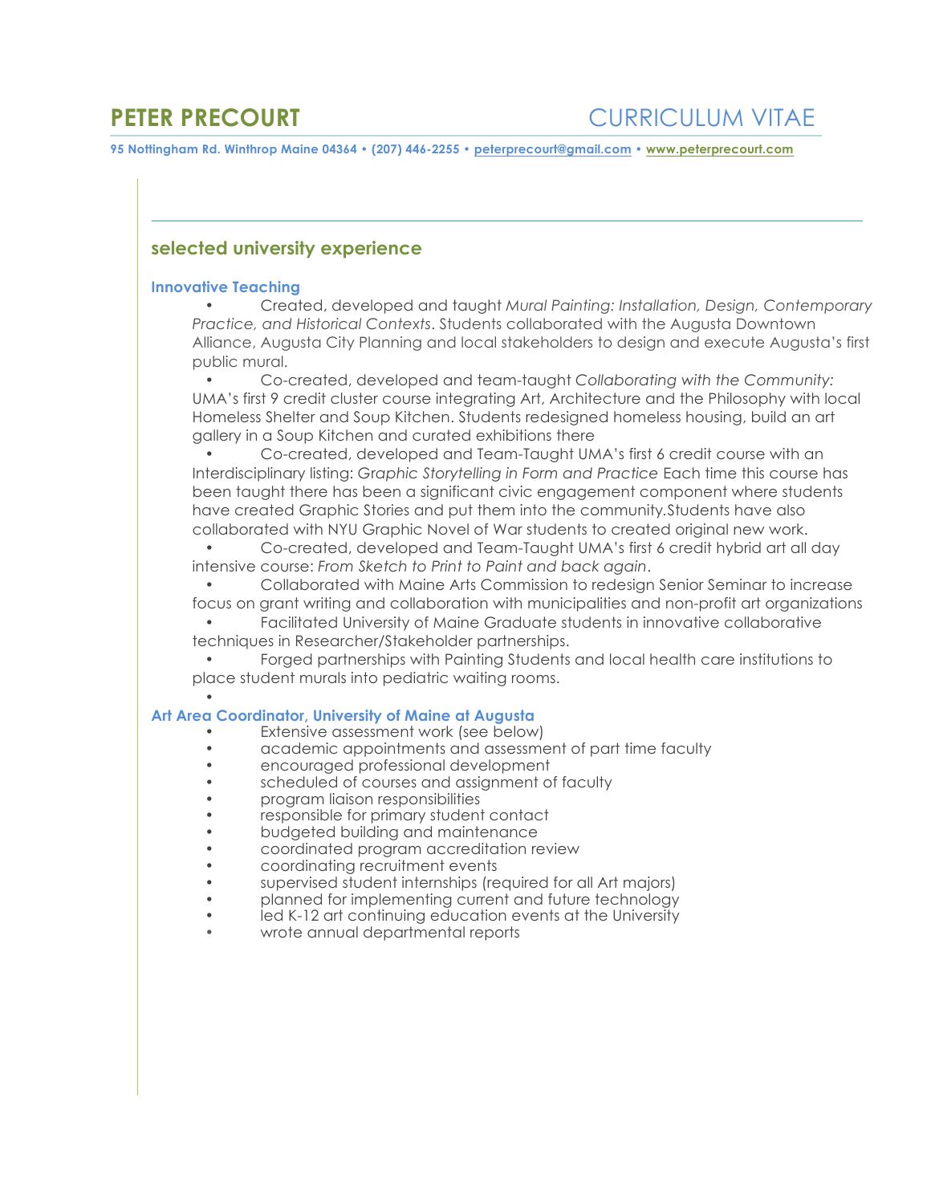# PETER PRECOURT

CURRICULUM VITAE

**95 Nottingham Rd. Winthrop Maine 04364 • (207) 446-2255 • peterprecourt@gmail.com • www.peterprecourt.com**

## selected university experience

### Innovative Teaching

- Created, developed and taught *Mural Painting: Installation, Design, Contemporary Practice, and Historical Contexts*. Students collaborated with the Augusta Downtown Alliance, Augusta City Planning and local stakeholders to design and execute Augusta's first public mural.
- Co-created, developed and team-taught *Collaborating with the Community:* UMA's first 9 credit cluster course integrating Art, Architecture and the Philosophy with local Homeless Shelter and Soup Kitchen. Students redesigned homeless housing, build an art gallery in a Soup Kitchen and curated exhibitions there
- Co-created, developed and Team-Taught UMA's first 6 credit course with an Interdisciplinary listing: *Graphic Storytelling in Form and Practice* Each time this course has been taught there has been a significant civic engagement component where students have created Graphic Stories and put them into the community.Students have also collaborated with NYU Graphic Novel of War students to created original new work.
- Co-created, developed and Team-Taught UMA's first 6 credit hybrid art all day intensive course: *From Sketch to Print to Paint and back again*.
- Collaborated with Maine Arts Commission to redesign Senior Seminar to increase focus on grant writing and collaboration with municipalities and non-profit art organizations
- Facilitated University of Maine Graduate students in innovative collaborative techniques in Researcher/Stakeholder partnerships.
- Forged partnerships with Painting Students and local health care institutions to place student murals into pediatric waiting rooms.

### Art Area Coordinator, University of Maine at Augusta

- Extensive assessment work (see below)
- academic appointments and assessment of part time faculty
- encouraged professional development
- scheduled of courses and assignment of faculty
- program liaison responsibilities
- responsible for primary student contact
- budgeted building and maintenance
- coordinated program accreditation review
- coordinating recruitment events
- supervised student internships (required for all Art majors)
- planned for implementing current and future technology
- led K-12 art continuing education events at the University
- wrote annual departmental reports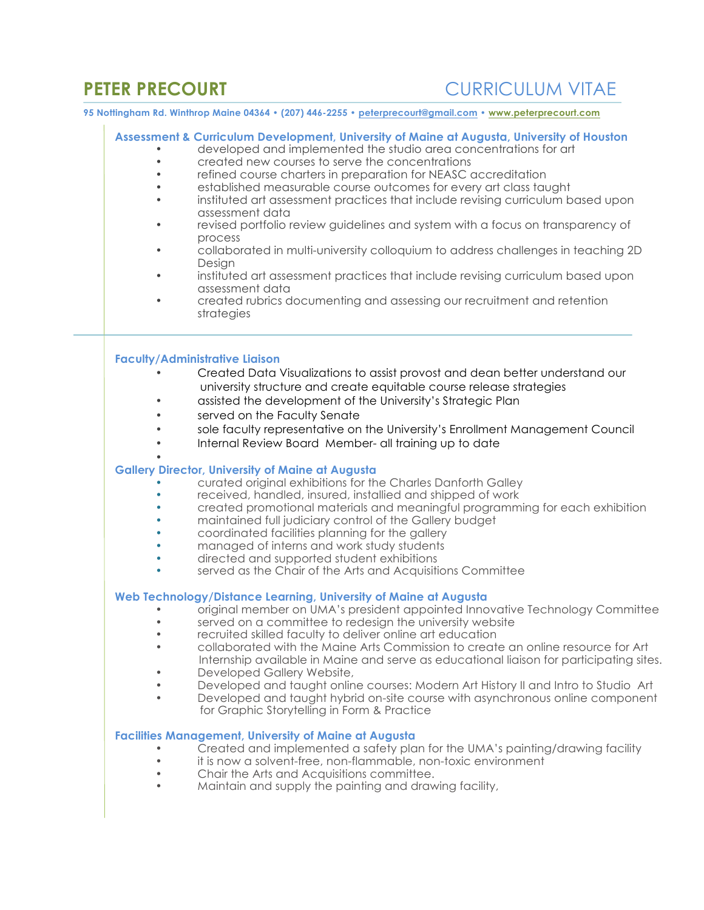# PETER PRECOURT

CURRICULUM VITAE

**95 Nottingham Rd. Winthrop Maine 04364 • (207) 446-2255 • peterprecourt@gmail.com • www.peterprecourt.com**

### Assessment & Curriculum Development, University of Maine at Augusta, University of Houston

- developed and implemented the studio area concentrations for art
- created new courses to serve the concentrations
- refined course charters in preparation for NEASC accreditation
- established measurable course outcomes for every art class taught
- instituted art assessment practices that include revising curriculum based upon assessment data
- revised portfolio review guidelines and system with a focus on transparency of process
- collaborated in multi-university colloquium to address challenges in teaching 2D Design
- instituted art assessment practices that include revising curriculum based upon assessment data
- created rubrics documenting and assessing our recruitment and retention strategies

---

### Faculty/Administrative Liaison

- Created Data Visualizations to assist provost and dean better understand our university structure and create equitable course release strategies
- assisted the development of the University's Strategic Plan
- served on the Faculty Senate
- sole faculty representative on the University's Enrollment Management Council
- Internal Review Board Member- all training up to date

### Gallery Director, University of Maine at Augusta

- curated original exhibitions for the Charles Danforth Galley
- received, handled, insured, installied and shipped of work
- created promotional materials and meaningful programming for each exhibition
- maintained full judiciary control of the Gallery budget
- coordinated facilities planning for the gallery
- managed of interns and work study students
- directed and supported student exhibitions
- served as the Chair of the Arts and Acquisitions Committee

### Web Technology/Distance Learning, University of Maine at Augusta

- original member on UMA's president appointed Innovative Technology Committee
- served on a committee to redesign the university website
- recruited skilled faculty to deliver online art education
- collaborated with the Maine Arts Commission to create an online resource for Art Internship available in Maine and serve as educational liaison for participating sites.
- Developed Gallery Website,
- Developed and taught online courses: Modern Art History II and Intro to Studio Art
- Developed and taught hybrid on-site course with asynchronous online component for Graphic Storytelling in Form & Practice

### Facilities Management, University of Maine at Augusta

- Created and implemented a safety plan for the UMA's painting/drawing facility
- it is now a solvent-free, non-flammable, non-toxic environment
- Chair the Arts and Acquisitions committee.
- Maintain and supply the painting and drawing facility,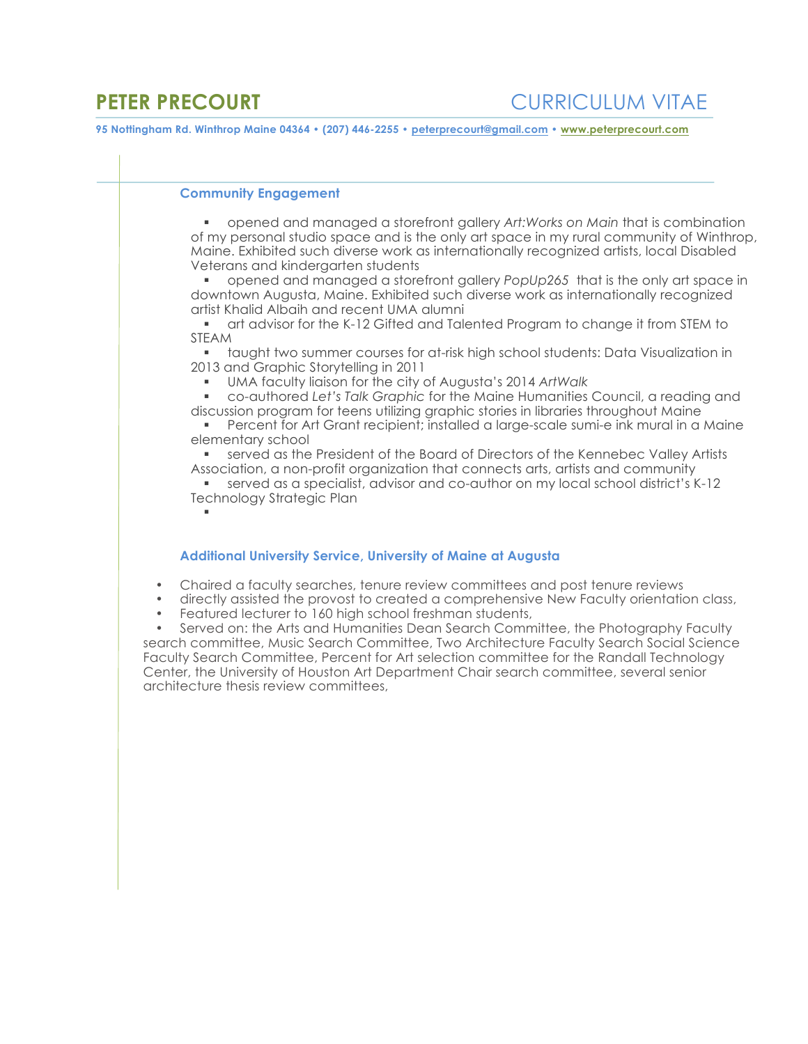## Community Engagement

- opened and managed a storefront gallery *Art:Works on Main* that is combination of my personal studio space and is the only art space in my rural community of Winthrop, Maine. Exhibited such diverse work as internationally recognized artists, local Disabled Veterans and kindergarten students
- opened and managed a storefront gallery *PopUp265* that is the only art space in downtown Augusta, Maine. Exhibited such diverse work as internationally recognized artist Khalid Albaih and recent UMA alumni
- art advisor for the K-12 Gifted and Talented Program to change it from STEM to STEAM
- taught two summer courses for at-risk high school students: Data Visualization in 2013 and Graphic Storytelling in 2011
- UMA faculty liaison for the city of Augusta's 2014 *ArtWalk*
- co-authored *Let's Talk Graphic* for the Maine Humanities Council, a reading and discussion program for teens utilizing graphic stories in libraries throughout Maine
- Percent for Art Grant recipient; installed a large-scale sumi-e ink mural in a Maine elementary school
- served as the President of the Board of Directors of the Kennebec Valley Artists Association, a non-profit organization that connects arts, artists and community
- served as a specialist, advisor and co-author on my local school district's K-12 Technology Strategic Plan

## Additional University Service, University of Maine at Augusta

- Chaired a faculty searches, tenure review committees and post tenure reviews
- directly assisted the provost to created a comprehensive New Faculty orientation class,
- Featured lecturer to 160 high school freshman students,
- Served on: the Arts and Humanities Dean Search Committee, the Photography Faculty search committee, Music Search Committee, Two Architecture Faculty Search Social Science Faculty Search Committee, Percent for Art selection committee for the Randall Technology Center, the University of Houston Art Department Chair search committee, several senior architecture thesis review committees,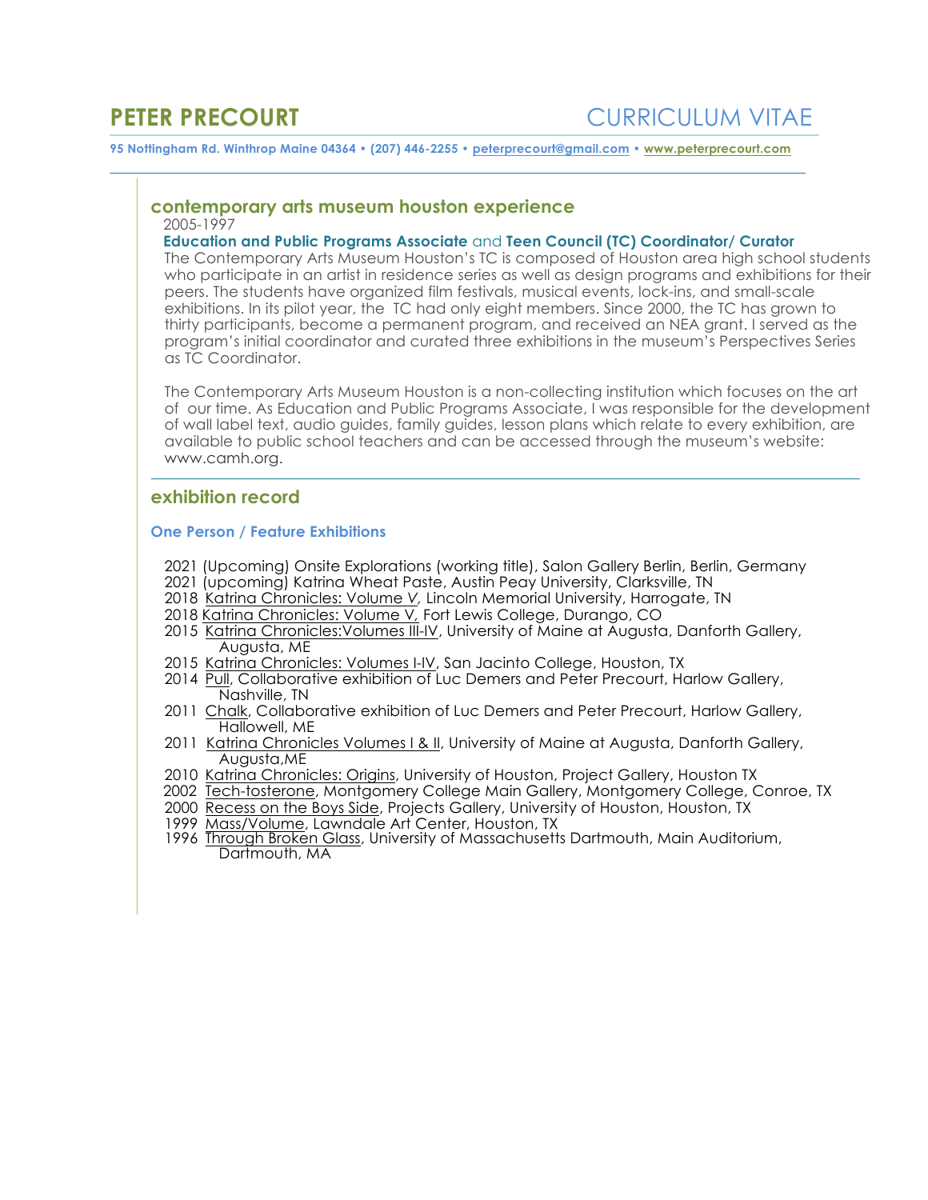# PETER PRECOURT

CURRICULUM VITAE

**95 Nottingham Rd. Winthrop Maine 04364 • (207) 446-2255 • peterprecourt@gmail.com • www.peterprecourt.com**

## contemporary arts museum houston experience

2005-1997

**Education and Public Programs Associate** and **Teen Council (TC) Coordinator/ Curator**

The Contemporary Arts Museum Houston's TC is composed of Houston area high school students who participate in an artist in residence series as well as design programs and exhibitions for their peers. The students have organized film festivals, musical events, lock-ins, and small-scale exhibitions. In its pilot year, the TC had only eight members. Since 2000, the TC has grown to thirty participants, become a permanent program, and received an NEA grant. I served as the program's initial coordinator and curated three exhibitions in the museum's Perspectives Series as TC Coordinator.

The Contemporary Arts Museum Houston is a non-collecting institution which focuses on the art of our time. As Education and Public Programs Associate, I was responsible for the development of wall label text, audio guides, family guides, lesson plans which relate to every exhibition, are available to public school teachers and can be accessed through the museum's website: www.camh.org.

## exhibition record

### One Person / Feature Exhibitions

2021 (Upcoming) Onsite Explorations (working title), Salon Gallery Berlin, Berlin, Germany
2021 (upcoming) Katrina Wheat Paste, Austin Peay University, Clarksville, TN
2018 Katrina Chronicles: Volume V, Lincoln Memorial University, Harrogate, TN
2018 Katrina Chronicles: Volume V, Fort Lewis College, Durango, CO
2015 Katrina Chronicles:Volumes III-IV, University of Maine at Augusta, Danforth Gallery, Augusta, ME
2015 Katrina Chronicles: Volumes I-IV, San Jacinto College, Houston, TX
2014 Pull, Collaborative exhibition of Luc Demers and Peter Precourt, Harlow Gallery, Nashville, TN
2011 Chalk, Collaborative exhibition of Luc Demers and Peter Precourt, Harlow Gallery, Hallowell, ME
2011 Katrina Chronicles Volumes I & II, University of Maine at Augusta, Danforth Gallery, Augusta,ME
2010 Katrina Chronicles: Origins, University of Houston, Project Gallery, Houston TX
2002 Tech-tosterone, Montgomery College Main Gallery, Montgomery College, Conroe, TX
2000 Recess on the Boys Side, Projects Gallery, University of Houston, Houston, TX
1999 Mass/Volume, Lawndale Art Center, Houston, TX
1996 Through Broken Glass, University of Massachusetts Dartmouth, Main Auditorium, Dartmouth, MA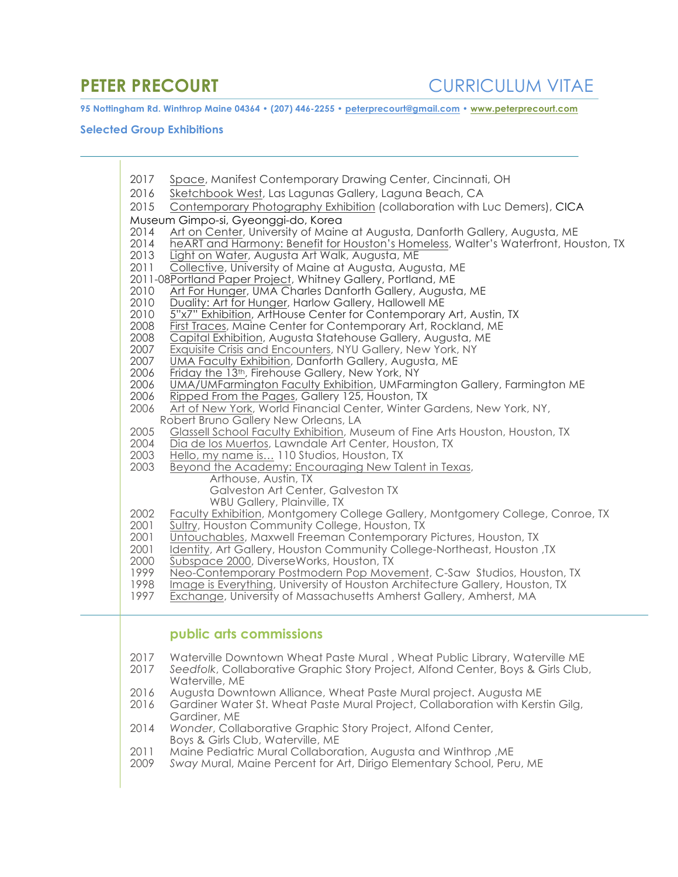# PETER PRECOURT

CURRICULUM VITAE

**95 Nottingham Rd. Winthrop Maine 04364 • (207) 446-2255 • peterprecourt@gmail.com • www.peterprecourt.com**

## Selected Group Exhibitions

2017 Space, Manifest Contemporary Drawing Center, Cincinnati, OH
2016 Sketchbook West, Las Lagunas Gallery, Laguna Beach, CA
2015 Contemporary Photography Exhibition (collaboration with Luc Demers), CICA Museum Gimpo-si, Gyeonggi-do, Korea
2014 Art on Center, University of Maine at Augusta, Danforth Gallery, Augusta, ME
2014 heART and Harmony: Benefit for Houston's Homeless, Walter's Waterfront, Houston, TX
2013 Light on Water, Augusta Art Walk, Augusta, ME
2011 Collective, University of Maine at Augusta, Augusta, ME
2011-08 Portland Paper Project, Whitney Gallery, Portland, ME
2010 Art For Hunger, UMA Charles Danforth Gallery, Augusta, ME
2010 Duality: Art for Hunger, Harlow Gallery, Hallowell ME
2010 5"x7" Exhibition, ArtHouse Center for Contemporary Art, Austin, TX
2008 First Traces, Maine Center for Contemporary Art, Rockland, ME
2008 Capital Exhibition, Augusta Statehouse Gallery, Augusta, ME
2007 Exquisite Crisis and Encounters, NYU Gallery, New York, NY
2007 UMA Faculty Exhibition, Danforth Gallery, Augusta, ME
2006 Friday the 13th, Firehouse Gallery, New York, NY
2006 UMA/UMFarmington Faculty Exhibition, UMFarmington Gallery, Farmington ME
2006 Ripped From the Pages, Gallery 125, Houston, TX
2006 Art of New York, World Financial Center, Winter Gardens, New York, NY, Robert Bruno Gallery New Orleans, LA
2005 Glassell School Faculty Exhibition, Museum of Fine Arts Houston, Houston, TX
2004 Dia de los Muertos, Lawndale Art Center, Houston, TX
2003 Hello, my name is… 110 Studios, Houston, TX
2003 Beyond the Academy: Encouraging New Talent in Texas,
Arthouse, Austin, TX
Galveston Art Center, Galveston TX
WBU Gallery, Plainville, TX
2002 Faculty Exhibition, Montgomery College Gallery, Montgomery College, Conroe, TX
2001 Sultry, Houston Community College, Houston, TX
2001 Untouchables, Maxwell Freeman Contemporary Pictures, Houston, TX
2001 Identity, Art Gallery, Houston Community College-Northeast, Houston ,TX
2000 Subspace 2000, DiverseWorks, Houston, TX
1999 Neo-Contemporary Postmodern Pop Movement, C-Saw Studios, Houston, TX
1998 Image is Everything, University of Houston Architecture Gallery, Houston, TX
1997 Exchange, University of Massachusetts Amherst Gallery, Amherst, MA

## public arts commissions

2017 Waterville Downtown Wheat Paste Mural , Wheat Public Library, Waterville ME
2017 *Seedfolk*, Collaborative Graphic Story Project, Alfond Center, Boys & Girls Club, Waterville, ME
2016 Augusta Downtown Alliance, Wheat Paste Mural project. Augusta ME
2016 Gardiner Water St. Wheat Paste Mural Project, Collaboration with Kerstin Gilg, Gardiner, ME
2014 *Wonder*, Collaborative Graphic Story Project, Alfond Center, Boys & Girls Club, Waterville, ME
2011 Maine Pediatric Mural Collaboration, Augusta and Winthrop ,ME
2009 *Sway* Mural, Maine Percent for Art, Dirigo Elementary School, Peru, ME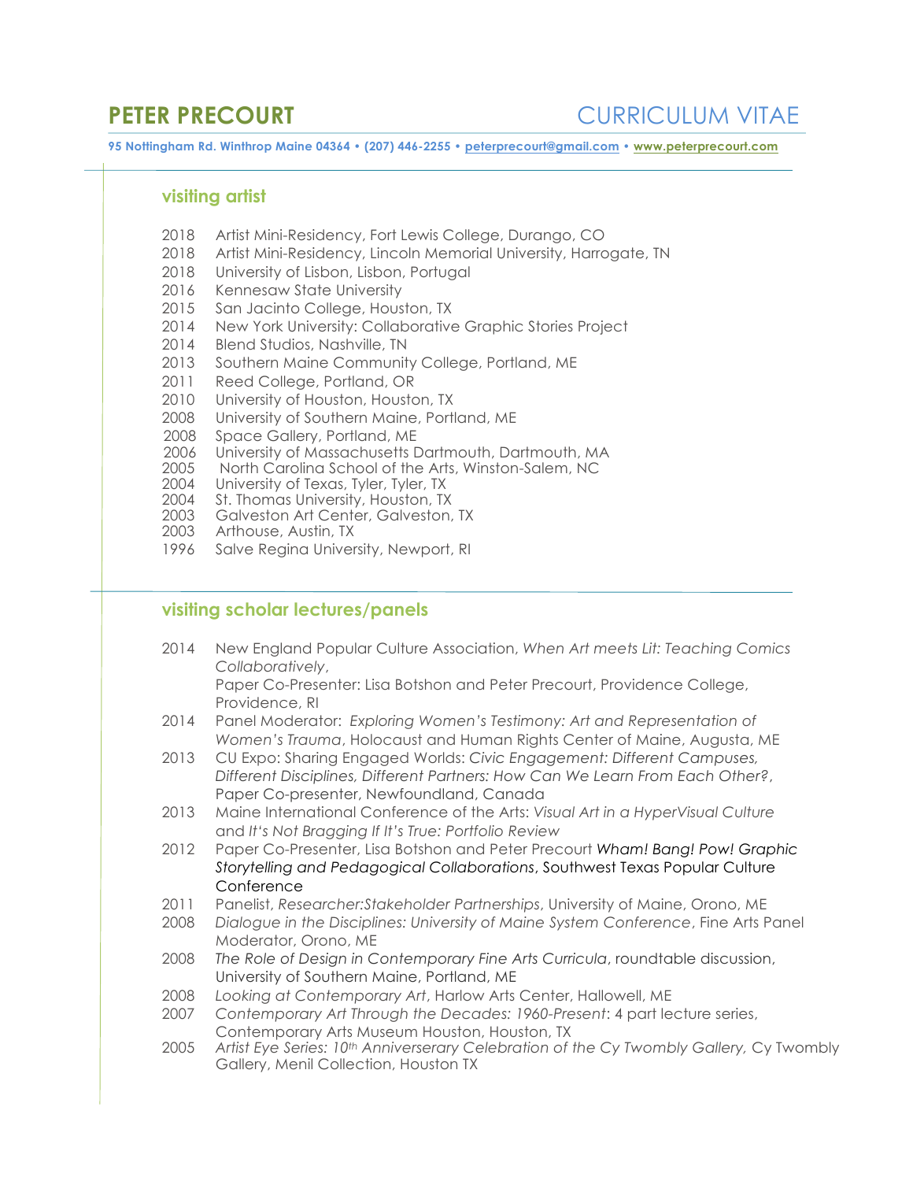# PETER PRECOURT

CURRICULUM VITAE

**95 Nottingham Rd. Winthrop Maine 04364 • (207) 446-2255 • peterprecourt@gmail.com • www.peterprecourt.com**

## visiting artist

- 2018 Artist Mini-Residency, Fort Lewis College, Durango, CO
- 2018 Artist Mini-Residency, Lincoln Memorial University, Harrogate, TN
- 2018 University of Lisbon, Lisbon, Portugal
- 2016 Kennesaw State University
- 2015 San Jacinto College, Houston, TX
- 2014 New York University: Collaborative Graphic Stories Project
- 2014 Blend Studios, Nashville, TN
- 2013 Southern Maine Community College, Portland, ME
- 2011 Reed College, Portland, OR
- 2010 University of Houston, Houston, TX
- 2008 University of Southern Maine, Portland, ME
- 2008 Space Gallery, Portland, ME
- 2006 University of Massachusetts Dartmouth, Dartmouth, MA
- 2005 North Carolina School of the Arts, Winston-Salem, NC
- 2004 University of Texas, Tyler, Tyler, TX
- 2004 St. Thomas University, Houston, TX
- 2003 Galveston Art Center, Galveston, TX
- 2003 Arthouse, Austin, TX
- 1996 Salve Regina University, Newport, RI

## visiting scholar lectures/panels

- 2014 New England Popular Culture Association, *When Art meets Lit: Teaching Comics Collaboratively*, Paper Co-Presenter: Lisa Botshon and Peter Precourt, Providence College, Providence, RI
- 2014 Panel Moderator: *Exploring Women's Testimony: Art and Representation of Women's Trauma*, Holocaust and Human Rights Center of Maine, Augusta, ME
- 2013 CU Expo: Sharing Engaged Worlds: *Civic Engagement: Different Campuses, Different Disciplines, Different Partners: How Can We Learn From Each Other?*, Paper Co-presenter, Newfoundland, Canada
- 2013 Maine International Conference of the Arts: *Visual Art in a HyperVisual Culture* and *It's Not Bragging If It's True: Portfolio Review*
- 2012 Paper Co-Presenter, Lisa Botshon and Peter Precourt *Wham! Bang! Pow! Graphic Storytelling and Pedagogical Collaborations*, Southwest Texas Popular Culture Conference
- 2011 Panelist, *Researcher:Stakeholder Partnerships*, University of Maine, Orono, ME
- 2008 *Dialogue in the Disciplines: University of Maine System Conference*, Fine Arts Panel Moderator, Orono, ME
- 2008 *The Role of Design in Contemporary Fine Arts Curricula*, roundtable discussion, University of Southern Maine, Portland, ME
- 2008 *Looking at Contemporary Art*, Harlow Arts Center, Hallowell, ME
- 2007 *Contemporary Art Through the Decades: 1960-Present*: 4 part lecture series, Contemporary Arts Museum Houston, Houston, TX
- 2005 *Artist Eye Series: 10th Anniveserary Celebration of the Cy Twombly Gallery*, Cy Twombly Gallery, Menil Collection, Houston TX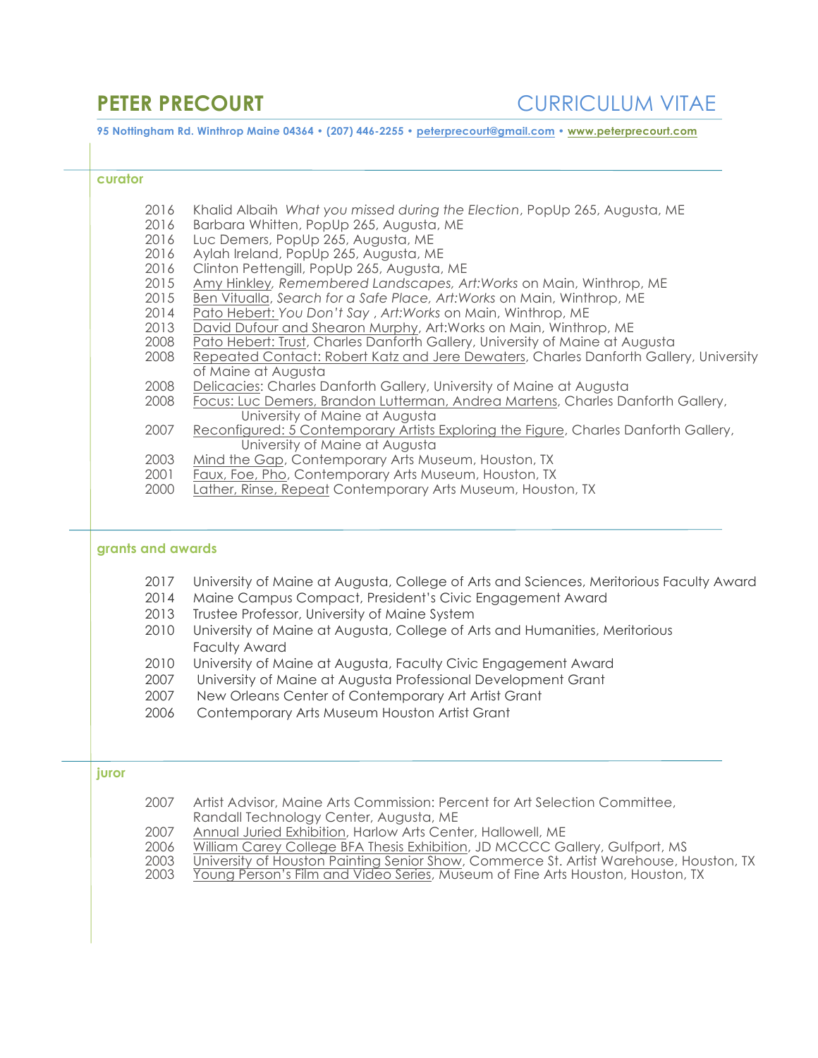# PETER PRECOURT

CURRICULUM VITAE

**95 Nottingham Rd. Winthrop Maine 04364 • (207) 446-2255 • peterprecourt@gmail.com • www.peterprecourt.com**

## curator

- 2016 Khalid Albaih *What you missed during the Election*, PopUp 265, Augusta, ME
- 2016 Barbara Whitten, PopUp 265, Augusta, ME
- 2016 Luc Demers, PopUp 265, Augusta, ME
- 2016 Aylah Ireland, PopUp 265, Augusta, ME
- 2016 Clinton Pettengill, PopUp 265, Augusta, ME
- 2015 Amy Hinkley, *Remembered Landscapes, Art:Works* on Main, Winthrop, ME
- 2015 Ben Vitualla, *Search for a Safe Place, Art:Works* on Main, Winthrop, ME
- 2014 Pato Hebert: *You Don't Say* , *Art:Works* on Main, Winthrop, ME
- 2013 David Dufour and Shearon Murphy, Art:Works on Main, Winthrop, ME
- 2008 Pato Hebert: Trust, Charles Danforth Gallery, University of Maine at Augusta
- 2008 Repeated Contact: Robert Katz and Jere Dewaters, Charles Danforth Gallery, University of Maine at Augusta
- 2008 Delicacies: Charles Danforth Gallery, University of Maine at Augusta
- 2008 Focus: Luc Demers, Brandon Lutterman, Andrea Martens, Charles Danforth Gallery, University of Maine at Augusta
- 2007 Reconfigured: 5 Contemporary Artists Exploring the Figure, Charles Danforth Gallery, University of Maine at Augusta
- 2003 Mind the Gap, Contemporary Arts Museum, Houston, TX
- 2001 Faux, Foe, Pho, Contemporary Arts Museum, Houston, TX
- 2000 Lather, Rinse, Repeat Contemporary Arts Museum, Houston, TX

## grants and awards

- 2017 University of Maine at Augusta, College of Arts and Sciences, Meritorious Faculty Award
- 2014 Maine Campus Compact, President's Civic Engagement Award
- 2013 Trustee Professor, University of Maine System
- 2010 University of Maine at Augusta, College of Arts and Humanities, Meritorious Faculty Award
- 2010 University of Maine at Augusta, Faculty Civic Engagement Award
- 2007 University of Maine at Augusta Professional Development Grant
- 2007 New Orleans Center of Contemporary Art Artist Grant
- 2006 Contemporary Arts Museum Houston Artist Grant

## juror

- 2007 Artist Advisor, Maine Arts Commission: Percent for Art Selection Committee, Randall Technology Center, Augusta, ME
- 2007 Annual Juried Exhibition, Harlow Arts Center, Hallowell, ME
- 2006 William Carey College BFA Thesis Exhibition, JD MCCCC Gallery, Gulfport, MS
- 2003 University of Houston Painting Senior Show, Commerce St. Artist Warehouse, Houston, TX
- 2003 Young Person's Film and Video Series, Museum of Fine Arts Houston, Houston, TX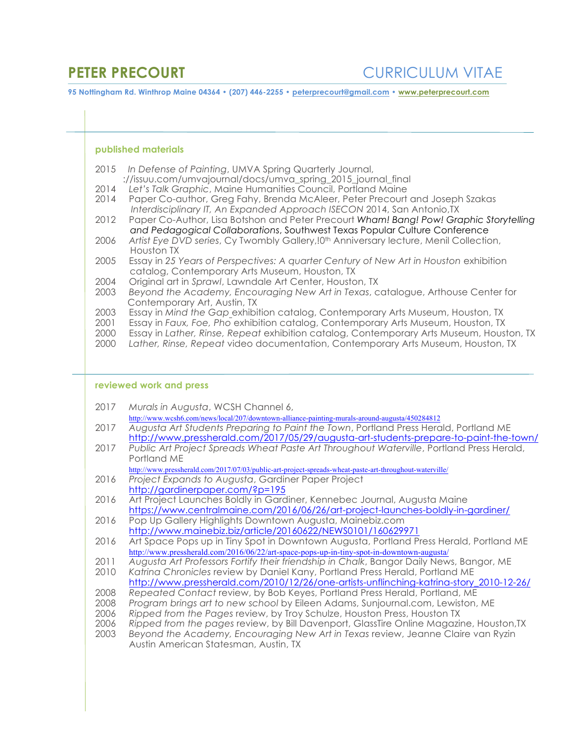# PETER PRECOURT

## CURRICULUM VITAE

**95 Nottingham Rd. Winthrop Maine 04364 • (207) 446-2255 • peterprecourt@gmail.com • www.peterprecourt.com**

### published materials

2015 *In Defense of Painting*, UMVA Spring Quarterly Journal, ://issuu.com/umvajournal/docs/umva_spring_2015_journal_final
2014 *Let's Talk Graphic*, Maine Humanities Council, Portland Maine
2014 Paper Co-author, Greg Fahy, Brenda McAleer, Peter Precourt and Joseph Szakas *Interdisciplinary IT, An Expanded Approach ISECON* 2014, San Antonio,TX
2012 Paper Co-Author, Lisa Botshon and Peter Precourt *Wham! Bang! Pow! Graphic Storytelling and Pedagogical Collaborations*, Southwest Texas Popular Culture Conference
2006 *Artist Eye DVD series*, Cy Twombly Gallery,!0th Anniversary lecture, Menil Collection, Houston TX
2005 Essay in *25 Years of Perspectives: A quarter Century of New Art in Houston* exhibition catalog, Contemporary Arts Museum, Houston, TX
2004 Original art in *Sprawl*, Lawndale Art Center, Houston, TX
2003 *Beyond the Academy, Encouraging New Art in Texas*, catalogue, Arthouse Center for Contemporary Art, Austin, TX
2003 Essay in *Mind the Gap* exhibition catalog, Contemporary Arts Museum, Houston, TX
2001 Essay in *Faux, Foe, Pho* exhibition catalog, Contemporary Arts Museum, Houston, TX
2000 Essay in *Lather, Rinse, Repeat* exhibition catalog, Contemporary Arts Museum, Houston, TX
2000 *Lather, Rinse, Repeat* video documentation, Contemporary Arts Museum, Houston, TX

### reviewed work and press

2017 *Murals in Augusta*, WCSH Channel 6, http://www.wcsh6.com/news/local/207/downtown-alliance-painting-murals-around-augusta/450284812
2017 *Augusta Art Students Preparing to Paint the Town*, Portland Press Herald, Portland ME http://www.pressherald.com/2017/05/29/augusta-art-students-prepare-to-paint-the-town/
2017 *Public Art Project Spreads Wheat Paste Art Throughout Waterville*, Portland Press Herald, Portland ME http://www.pressherald.com/2017/07/03/public-art-project-spreads-wheat-paste-art-throughout-waterville/
2016 *Project Expands to Augusta*, Gardiner Paper Project http://gardinerpaper.com/?p=195
2016 Art Project Launches Boldly in Gardiner, Kennebec Journal, Augusta Maine https://www.centralmaine.com/2016/06/26/art-project-launches-boldly-in-gardiner/
2016 Pop Up Gallery Highlights Downtown Augusta, Mainebiz.com http://www.mainebiz.biz/article/20160622/NEWS0101/160629971
2016 Art Space Pops up in Tiny Spot in Downtown Augusta, Portland Press Herald, Portland ME http://www.pressherald.com/2016/06/22/art-space-pops-up-in-tiny-spot-in-downtown-augusta/
2011 *Augusta Art Professors Fortify their friendship in Chalk*, Bangor Daily News, Bangor, ME
2010 *Katrina Chronicles* review by Daniel Kany, Portland Press Herald, Portland ME http://www.pressherald.com/2010/12/26/one-artists-unflinching-katrina-story_2010-12-26/
2008 *Repeated Contact* review, by Bob Keyes, Portland Press Herald, Portland, ME
2008 *Program brings art to new school* by Eileen Adams, Sunjournal.com, Lewiston, ME
2006 *Ripped from the Pages* review, by Troy Schulze, Houston Press, Houston TX
2006 *Ripped from the pages* review, by Bill Davenport, GlassTire Online Magazine, Houston,TX
2003 *Beyond the Academy, Encouraging New Art in Texas* review, Jeanne Claire van Ryzin Austin American Statesman, Austin, TX